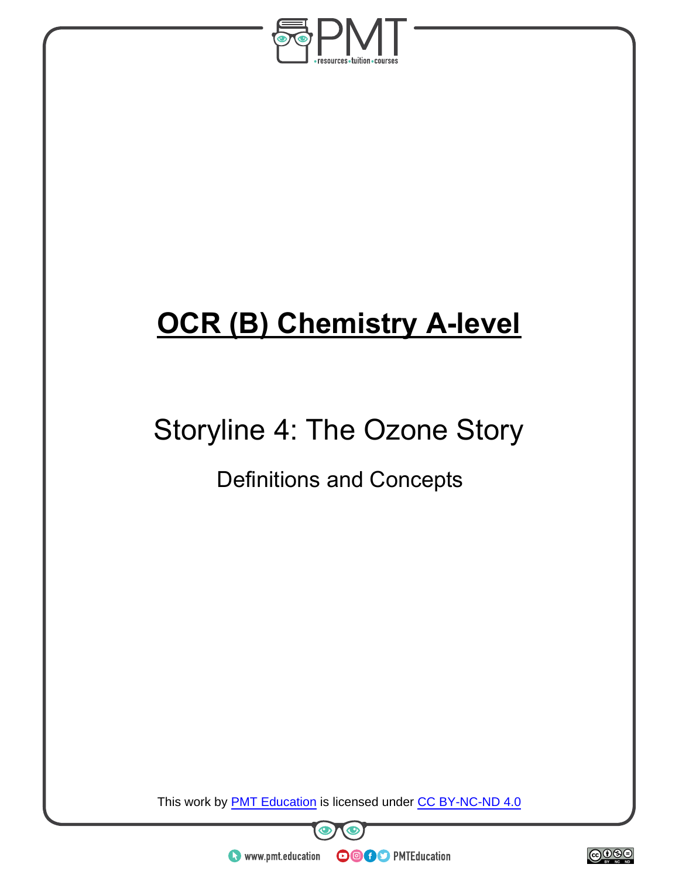# OCR (B) Chemistry A-level

## Storyline 4: The Ozone Story

### Definitions and Concepts

This work by PMT Education is licensed under CC BY-NC-ND 4.0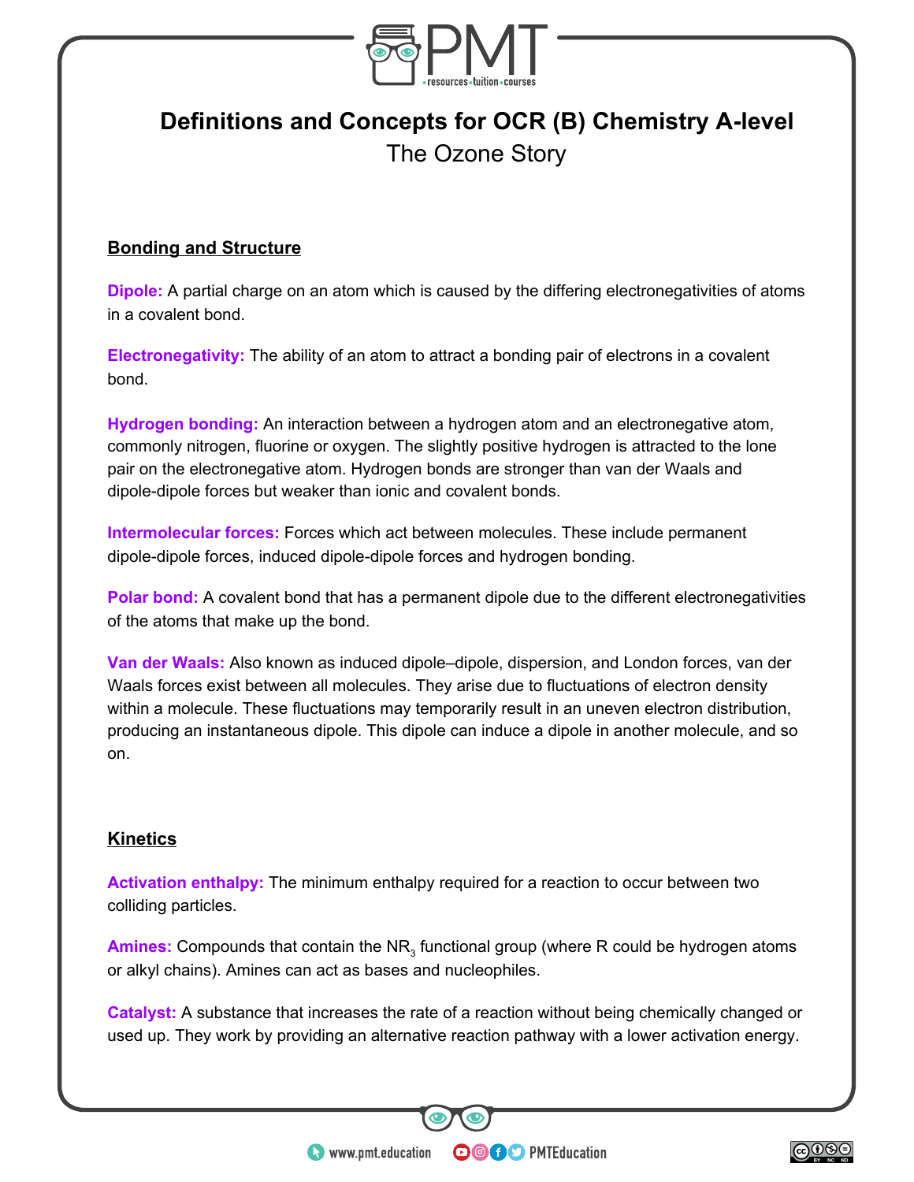# Definitions and Concepts for OCR (B) Chemistry A-level

## The Ozone Story

### Bonding and Structure

**Dipole:** A partial charge on an atom which is caused by the differing electronegativities of atoms in a covalent bond.

**Electronegativity:** The ability of an atom to attract a bonding pair of electrons in a covalent bond.

**Hydrogen bonding:** An interaction between a hydrogen atom and an electronegative atom, commonly nitrogen, fluorine or oxygen. The slightly positive hydrogen is attracted to the lone pair on the electronegative atom. Hydrogen bonds are stronger than van der Waals and dipole-dipole forces but weaker than ionic and covalent bonds.

**Intermolecular forces:** Forces which act between molecules. These include permanent dipole-dipole forces, induced dipole-dipole forces and hydrogen bonding.

**Polar bond:** A covalent bond that has a permanent dipole due to the different electronegativities of the atoms that make up the bond.

**Van der Waals:** Also known as induced dipole–dipole, dispersion, and London forces, van der Waals forces exist between all molecules. They arise due to fluctuations of electron density within a molecule. These fluctuations may temporarily result in an uneven electron distribution, producing an instantaneous dipole. This dipole can induce a dipole in another molecule, and so on.

### Kinetics

**Activation enthalpy:** The minimum enthalpy required for a reaction to occur between two colliding particles.

**Amines:** Compounds that contain the $NR_3$ functional group (where R could be hydrogen atoms or alkyl chains). Amines can act as bases and nucleophiles.

**Catalyst:** A substance that increases the rate of a reaction without being chemically changed or used up. They work by providing an alternative reaction pathway with a lower activation energy.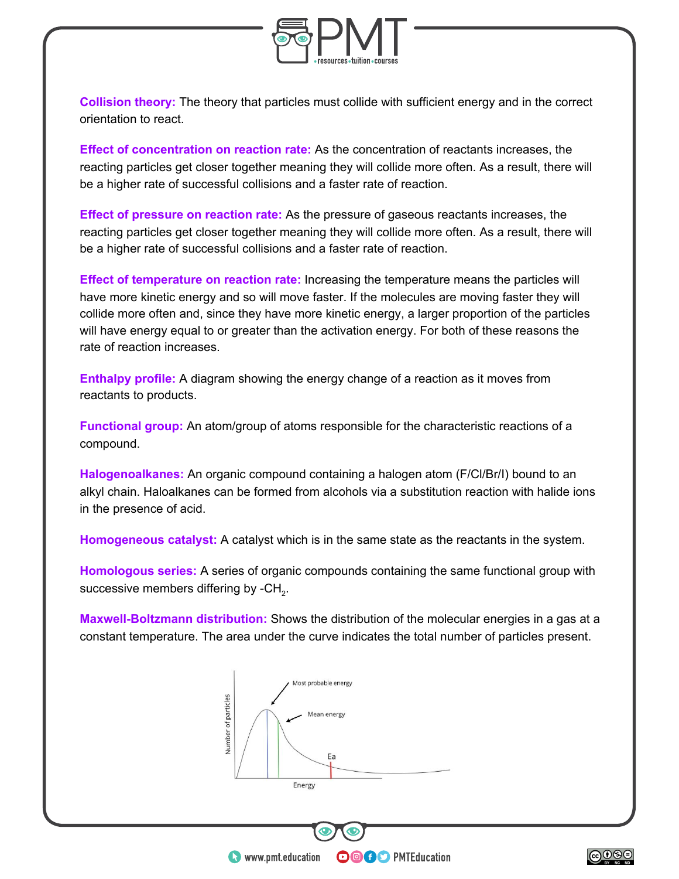**Collision theory:** The theory that particles must collide with sufficient energy and in the correct orientation to react.

**Effect of concentration on reaction rate:** As the concentration of reactants increases, the reacting particles get closer together meaning they will collide more often. As a result, there will be a higher rate of successful collisions and a faster rate of reaction.

**Effect of pressure on reaction rate:** As the pressure of gaseous reactants increases, the reacting particles get closer together meaning they will collide more often. As a result, there will be a higher rate of successful collisions and a faster rate of reaction.

**Effect of temperature on reaction rate:** Increasing the temperature means the particles will have more kinetic energy and so will move faster. If the molecules are moving faster they will collide more often and, since they have more kinetic energy, a larger proportion of the particles will have energy equal to or greater than the activation energy. For both of these reasons the rate of reaction increases.

**Enthalpy profile:** A diagram showing the energy change of a reaction as it moves from reactants to products.

**Functional group:** An atom/group of atoms responsible for the characteristic reactions of a compound.

**Halogenoalkanes:** An organic compound containing a halogen atom (F/Cl/Br/I) bound to an alkyl chain. Haloalkanes can be formed from alcohols via a substitution reaction with halide ions in the presence of acid.

**Homogeneous catalyst:** A catalyst which is in the same state as the reactants in the system.

**Homologous series:** A series of organic compounds containing the same functional group with successive members differing by $-CH_2$.

**Maxwell-Boltzmann distribution:** Shows the distribution of the molecular energies in a gas at a constant temperature. The area under the curve indicates the total number of particles present.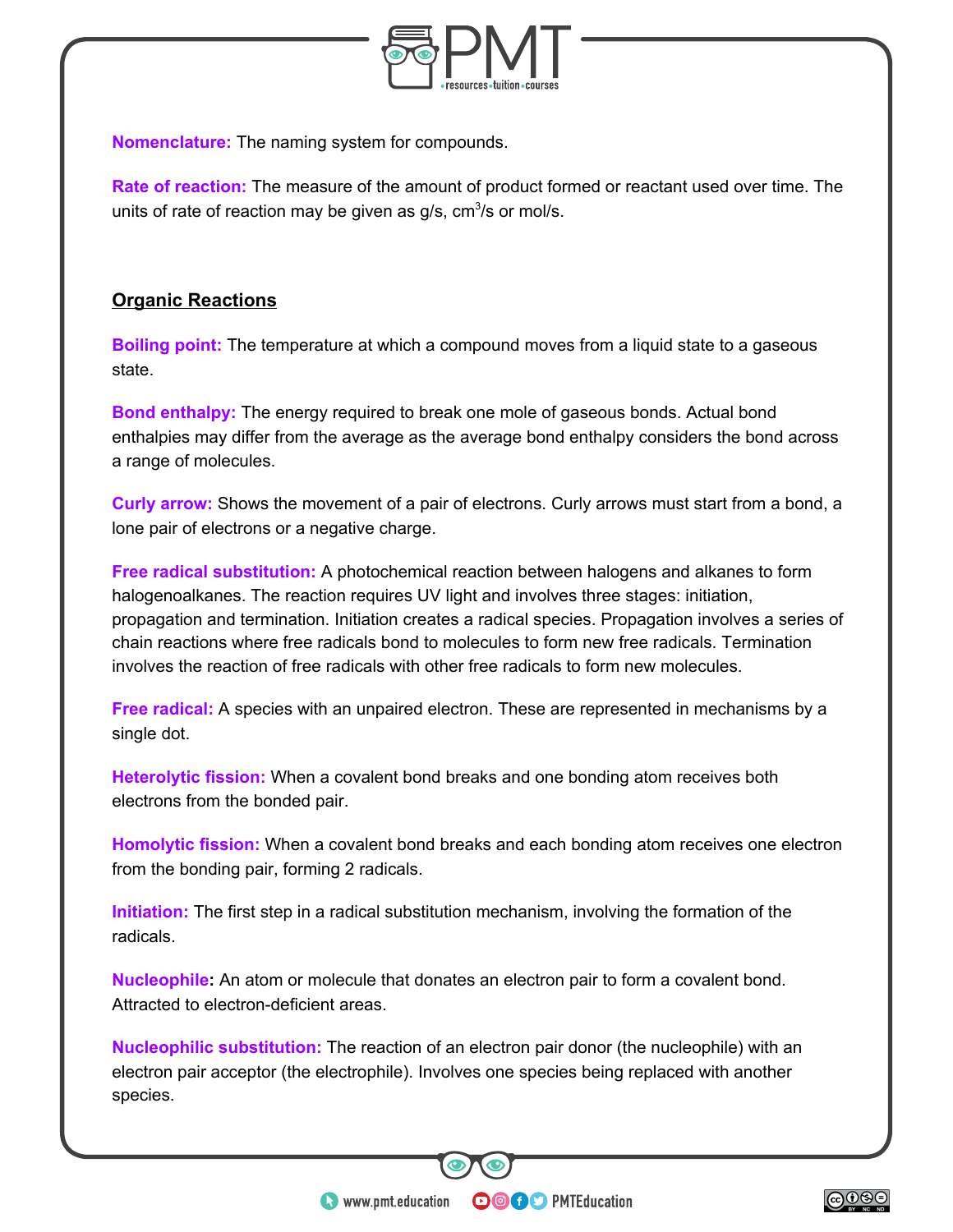**Nomenclature:** The naming system for compounds.

**Rate of reaction:** The measure of the amount of product formed or reactant used over time. The units of rate of reaction may be given as g/s, $cm^3$/s or mol/s.

## Organic Reactions

**Boiling point:** The temperature at which a compound moves from a liquid state to a gaseous state.

**Bond enthalpy:** The energy required to break one mole of gaseous bonds. Actual bond enthalpies may differ from the average as the average bond enthalpy considers the bond across a range of molecules.

**Curly arrow:** Shows the movement of a pair of electrons. Curly arrows must start from a bond, a lone pair of electrons or a negative charge.

**Free radical substitution:** A photochemical reaction between halogens and alkanes to form halogenoalkanes. The reaction requires UV light and involves three stages: initiation, propagation and termination. Initiation creates a radical species. Propagation involves a series of chain reactions where free radicals bond to molecules to form new free radicals. Termination involves the reaction of free radicals with other free radicals to form new molecules.

**Free radical:** A species with an unpaired electron. These are represented in mechanisms by a single dot.

**Heterolytic fission:** When a covalent bond breaks and one bonding atom receives both electrons from the bonded pair.

**Homolytic fission:** When a covalent bond breaks and each bonding atom receives one electron from the bonding pair, forming 2 radicals.

**Initiation:** The first step in a radical substitution mechanism, involving the formation of the radicals.

**Nucleophile:** An atom or molecule that donates an electron pair to form a covalent bond. Attracted to electron-deficient areas.

**Nucleophilic substitution:** The reaction of an electron pair donor (the nucleophile) with an electron pair acceptor (the electrophile). Involves one species being replaced with another species.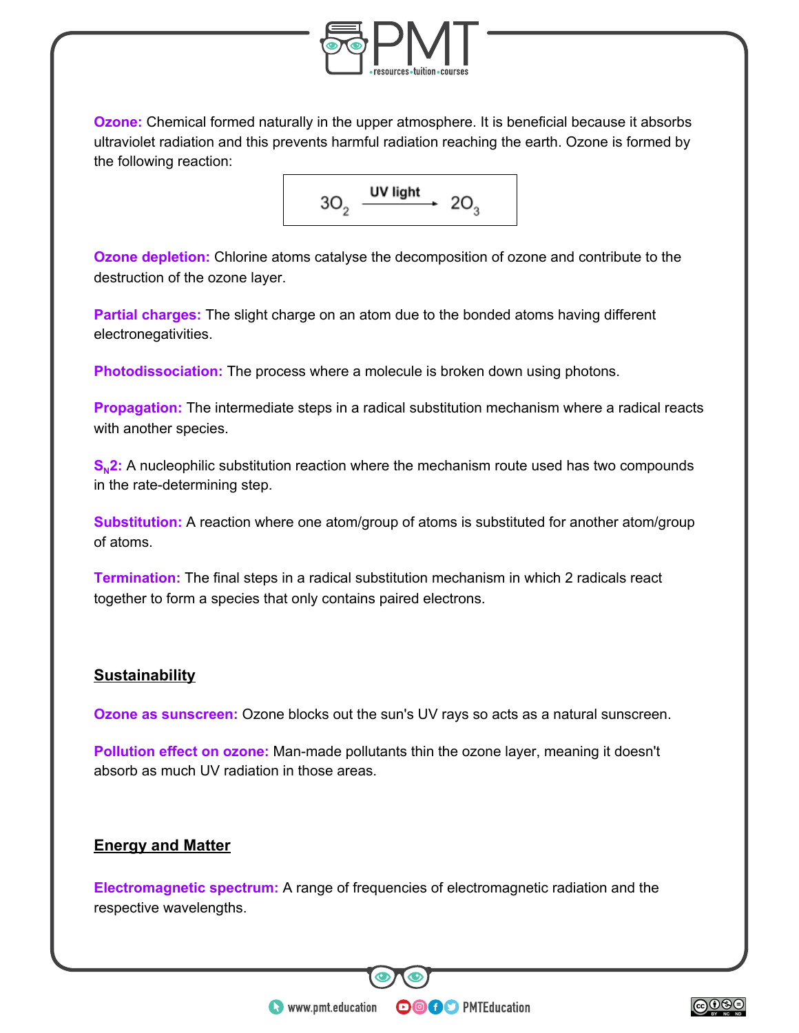**Ozone:** Chemical formed naturally in the upper atmosphere. It is beneficial because it absorbs ultraviolet radiation and this prevents harmful radiation reaching the earth. Ozone is formed by the following reaction:

$$3O_2 \xrightarrow{\text{UV light}} 2O_3$$

**Ozone depletion:** Chlorine atoms catalyse the decomposition of ozone and contribute to the destruction of the ozone layer.

**Partial charges:** The slight charge on an atom due to the bonded atoms having different electronegativities.

**Photodissociation:** The process where a molecule is broken down using photons.

**Propagation:** The intermediate steps in a radical substitution mechanism where a radical reacts with another species.

**$S_N2$:** A nucleophilic substitution reaction where the mechanism route used has two compounds in the rate-determining step.

**Substitution:** A reaction where one atom/group of atoms is substituted for another atom/group of atoms.

**Termination:** The final steps in a radical substitution mechanism in which 2 radicals react together to form a species that only contains paired electrons.

## Sustainability

**Ozone as sunscreen:** Ozone blocks out the sun's UV rays so acts as a natural sunscreen.

**Pollution effect on ozone:** Man-made pollutants thin the ozone layer, meaning it doesn't absorb as much UV radiation in those areas.

## Energy and Matter

**Electromagnetic spectrum:** A range of frequencies of electromagnetic radiation and the respective wavelengths.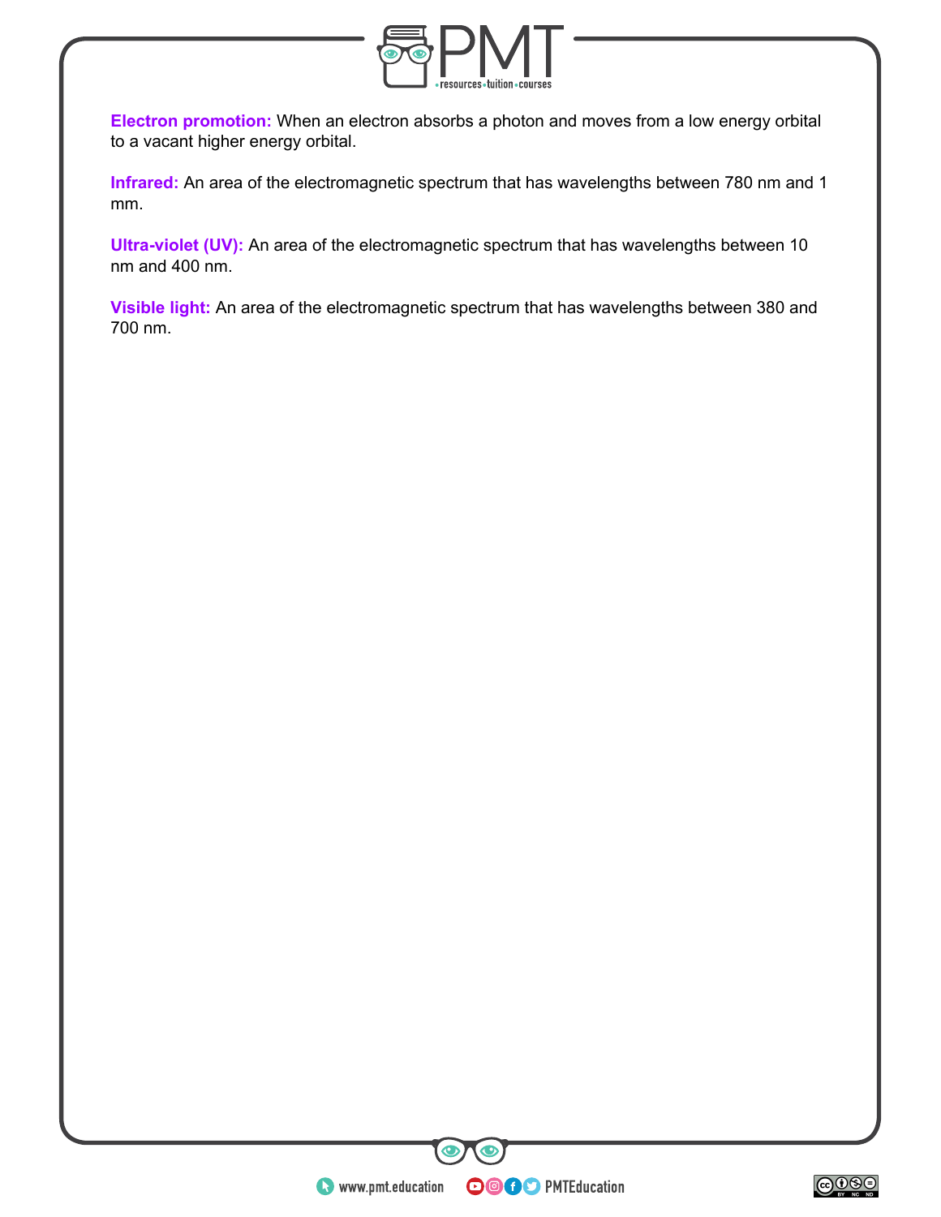**Electron promotion:** When an electron absorbs a photon and moves from a low energy orbital to a vacant higher energy orbital.

**Infrared:** An area of the electromagnetic spectrum that has wavelengths between 780 nm and 1 mm.

**Ultra-violet (UV):** An area of the electromagnetic spectrum that has wavelengths between 10 nm and 400 nm.

**Visible light:** An area of the electromagnetic spectrum that has wavelengths between 380 and 700 nm.